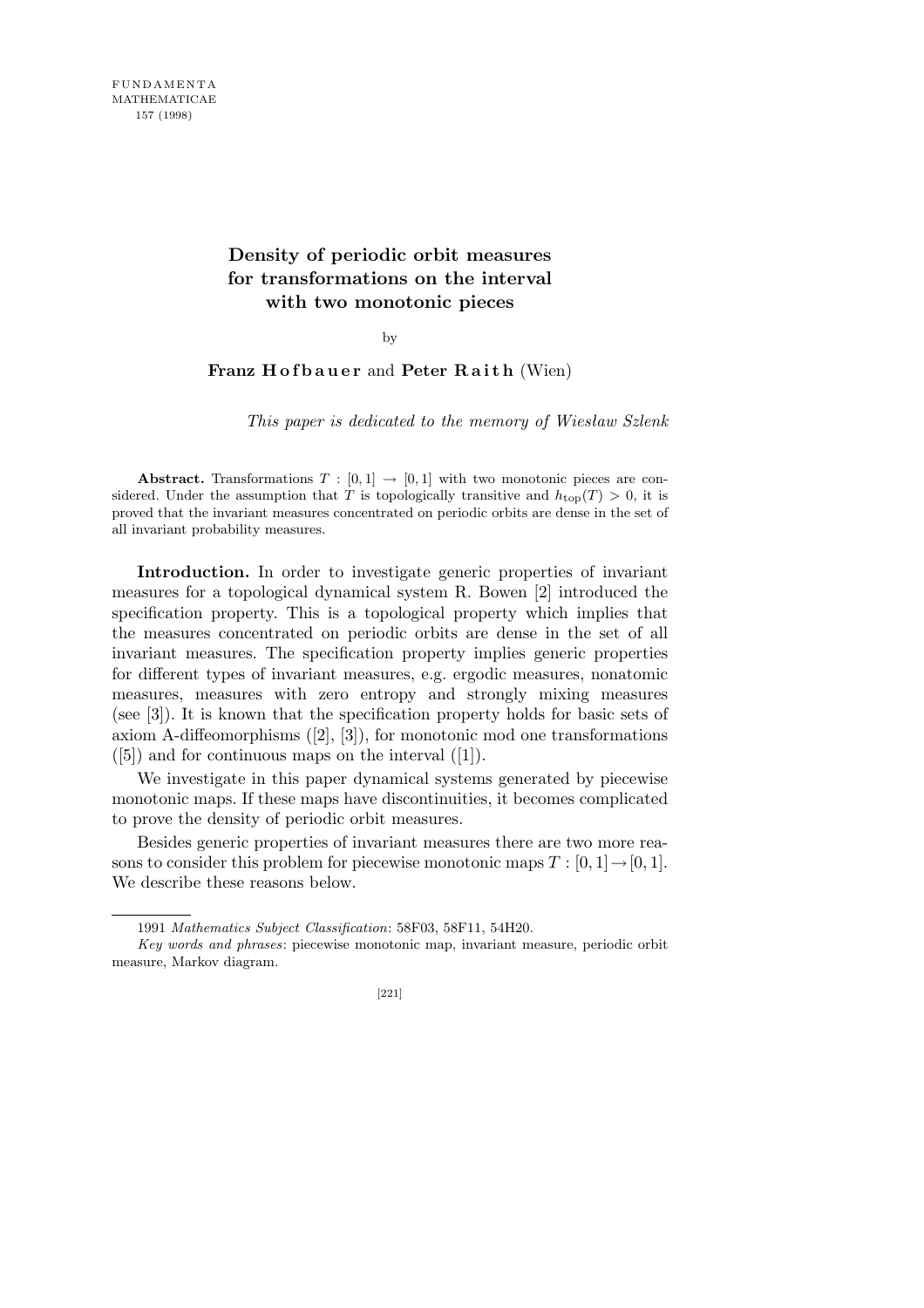# Density of periodic orbit measures for transformations on the interval with two monotonic pieces

by

**Franz Hofbauer** and **Peter Raith** (Wien)

*This paper is dedicated to the memory of Wiesław Szlenk*

**Abstract.** Transformations $T : [0,1] \to [0,1]$ with two monotonic pieces are considered. Under the assumption that $T$ is topologically transitive and $h_{\mathrm{top}}(T) > 0$, it is proved that the invariant measures concentrated on periodic orbits are dense in the set of all invariant probability measures.

**Introduction.** In order to investigate generic properties of invariant measures for a topological dynamical system R. Bowen [2] introduced the specification property. This is a topological property which implies that the measures concentrated on periodic orbits are dense in the set of all invariant measures. The specification property implies generic properties for different types of invariant measures, e.g. ergodic measures, nonatomic measures, measures with zero entropy and strongly mixing measures (see [3]). It is known that the specification property holds for basic sets of axiom A-diffeomorphisms ([2], [3]), for monotonic mod one transformations ([5]) and for continuous maps on the interval ([1]).

We investigate in this paper dynamical systems generated by piecewise monotonic maps. If these maps have discontinuities, it becomes complicated to prove the density of periodic orbit measures.

Besides generic properties of invariant measures there are two more reasons to consider this problem for piecewise monotonic maps $T : [0,1] \to [0,1]$. We describe these reasons below.

1991 *Mathematics Subject Classification*: 58F03, 58F11, 54H20.

*Key words and phrases*: piecewise monotonic map, invariant measure, periodic orbit measure, Markov diagram.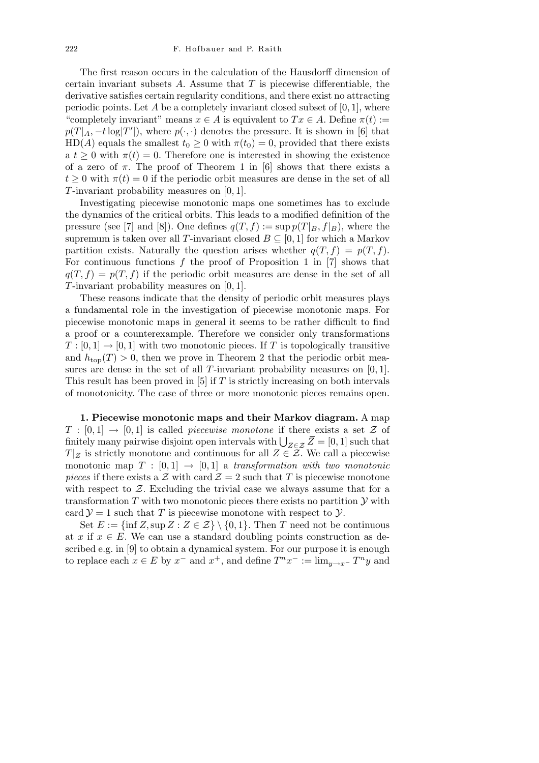The first reason occurs in the calculation of the Hausdorff dimension of certain invariant subsets $A$. Assume that $T$ is piecewise differentiable, the derivative satisfies certain regularity conditions, and there exist no attracting periodic points. Let $A$ be a completely invariant closed subset of $[0,1]$, where "completely invariant" means $x \in A$ is equivalent to $Tx \in A$. Define $\pi(t) := p(T|_A, -t\log|T'|)$, where $p(\cdot,\cdot)$ denotes the pressure. It is shown in [6] that $\mathrm{HD}(A)$ equals the smallest $t_0 \geq 0$ with $\pi(t_0) = 0$, provided that there exists a $t \geq 0$ with $\pi(t) = 0$. Therefore one is interested in showing the existence of a zero of $\pi$. The proof of Theorem 1 in [6] shows that there exists a $t \geq 0$ with $\pi(t) = 0$ if the periodic orbit measures are dense in the set of all $T$-invariant probability measures on $[0,1]$.

Investigating piecewise monotonic maps one sometimes has to exclude the dynamics of the critical orbits. This leads to a modified definition of the pressure (see [7] and [8]). One defines $q(T,f) := \sup p(T|_B, f|_B)$, where the supremum is taken over all $T$-invariant closed $B \subseteq [0,1]$ for which a Markov partition exists. Naturally the question arises whether $q(T,f) = p(T,f)$. For continuous functions $f$ the proof of Proposition 1 in [7] shows that $q(T,f) = p(T,f)$ if the periodic orbit measures are dense in the set of all $T$-invariant probability measures on $[0,1]$.

These reasons indicate that the density of periodic orbit measures plays a fundamental role in the investigation of piecewise monotonic maps. For piecewise monotonic maps in general it seems to be rather difficult to find a proof or a counterexample. Therefore we consider only transformations $T : [0,1] \to [0,1]$ with two monotonic pieces. If $T$ is topologically transitive and $h_{\mathrm{top}}(T) > 0$, then we prove in Theorem 2 that the periodic orbit measures are dense in the set of all $T$-invariant probability measures on $[0,1]$. This result has been proved in [5] if $T$ is strictly increasing on both intervals of monotonicity. The case of three or more monotonic pieces remains open.

**1. Piecewise monotonic maps and their Markov diagram.** A map $T : [0,1] \to [0,1]$ is called *piecewise monotone* if there exists a set $\mathcal{Z}$ of finitely many pairwise disjoint open intervals with $\bigcup_{Z\in\mathcal{Z}} \overline{Z} = [0,1]$ such that $T|_Z$ is strictly monotone and continuous for all $Z \in \mathcal{Z}$. We call a piecewise monotonic map $T : [0,1] \to [0,1]$ a *transformation with two monotonic pieces* if there exists a $\mathcal{Z}$ with $\mathrm{card}\,\mathcal{Z} = 2$ such that $T$ is piecewise monotone with respect to $\mathcal{Z}$. Excluding the trivial case we always assume that for a transformation $T$ with two monotonic pieces there exists no partition $\mathcal{Y}$ with $\mathrm{card}\,\mathcal{Y} = 1$ such that $T$ is piecewise monotone with respect to $\mathcal{Y}$.

Set $E := \{\inf Z, \sup Z : Z \in \mathcal{Z}\} \setminus \{0,1\}$. Then $T$ need not be continuous at $x$ if $x \in E$. We can use a standard doubling points construction as described e.g. in [9] to obtain a dynamical system. For our purpose it is enough to replace each $x \in E$ by $x^-$ and $x^+$, and define $T^n x^- := \lim_{y\to x^-} T^n y$ and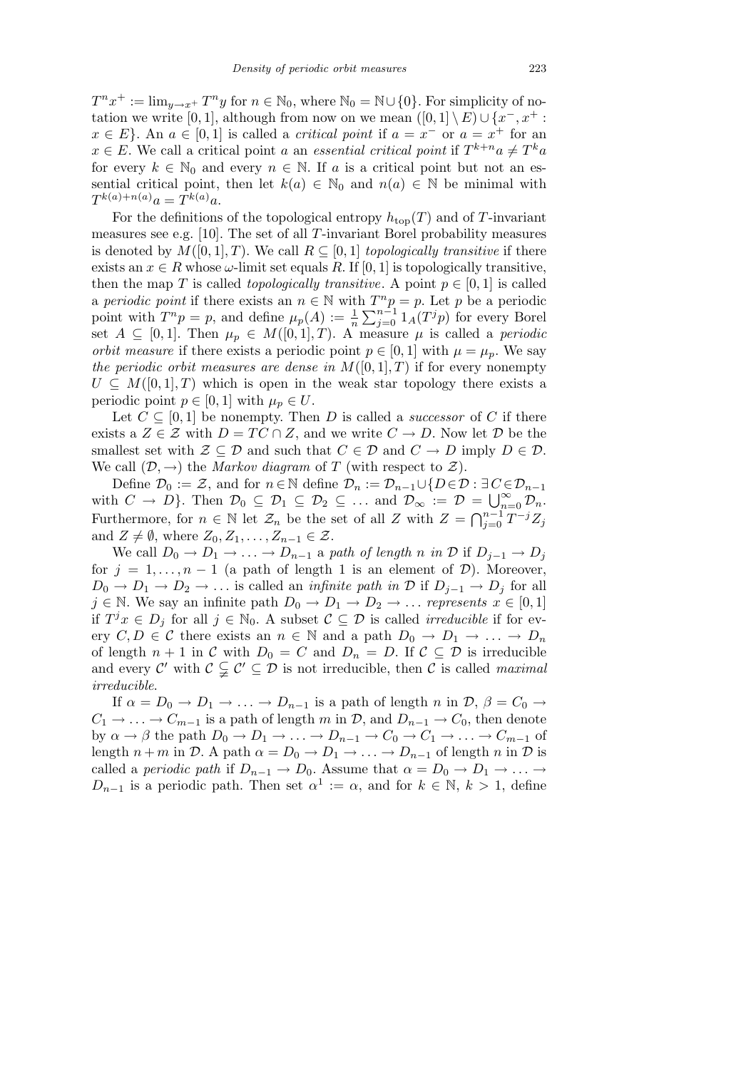$T^n x^+ := \lim_{y \to x^+} T^n y$ for $n \in \mathbb{N}_0$, where $\mathbb{N}_0 = \mathbb{N} \cup \{0\}$. For simplicity of notation we write $[0,1]$, although from now on we mean $([0,1] \setminus E) \cup \{x^-, x^+ : x \in E\}$. An $a \in [0,1]$ is called a *critical point* if $a = x^-$ or $a = x^+$ for an $x \in E$. We call a critical point $a$ an *essential critical point* if $T^{k+n}a \neq T^k a$ for every $k \in \mathbb{N}_0$ and every $n \in \mathbb{N}$. If $a$ is a critical point but not an essential critical point, then let $k(a) \in \mathbb{N}_0$ and $n(a) \in \mathbb{N}$ be minimal with $T^{k(a)+n(a)}a = T^{k(a)}a$.

For the definitions of the topological entropy $h_{\mathrm{top}}(T)$ and of $T$-invariant measures see e.g. [10]. The set of all $T$-invariant Borel probability measures is denoted by $M([0,1],T)$. We call $R \subseteq [0,1]$ *topologically transitive* if there exists an $x \in R$ whose $\omega$-limit set equals $R$. If $[0,1]$ is topologically transitive, then the map $T$ is called *topologically transitive*. A point $p \in [0,1]$ is called a *periodic point* if there exists an $n \in \mathbb{N}$ with $T^n p = p$. Let $p$ be a periodic point with $T^n p = p$, and define $\mu_p(A) := \frac{1}{n} \sum_{j=0}^{n-1} 1_A(T^j p)$ for every Borel set $A \subseteq [0,1]$. Then $\mu_p \in M([0,1],T)$. A measure $\mu$ is called a *periodic orbit measure* if there exists a periodic point $p \in [0,1]$ with $\mu = \mu_p$. We say *the periodic orbit measures are dense in* $M([0,1],T)$ if for every nonempty $U \subseteq M([0,1],T)$ which is open in the weak star topology there exists a periodic point $p \in [0,1]$ with $\mu_p \in U$.

Let $C \subseteq [0,1]$ be nonempty. Then $D$ is called a *successor* of $C$ if there exists a $Z \in \mathcal{Z}$ with $D = TC \cap Z$, and we write $C \to D$. Now let $\mathcal{D}$ be the smallest set with $\mathcal{Z} \subseteq \mathcal{D}$ and such that $C \in \mathcal{D}$ and $C \to D$ imply $D \in \mathcal{D}$. We call $(\mathcal{D}, \to)$ the *Markov diagram* of $T$ (with respect to $\mathcal{Z}$).

Define $\mathcal{D}_0 := \mathcal{Z}$, and for $n \in \mathbb{N}$ define $\mathcal{D}_n := \mathcal{D}_{n-1} \cup \{D \in \mathcal{D} : \exists\, C \in \mathcal{D}_{n-1}$ with $C \to D\}$. Then $\mathcal{D}_0 \subseteq \mathcal{D}_1 \subseteq \mathcal{D}_2 \subseteq \ldots$ and $\mathcal{D}_\infty := \mathcal{D} = \bigcup_{n=0}^{\infty} \mathcal{D}_n$. Furthermore, for $n \in \mathbb{N}$ let $\mathcal{Z}_n$ be the set of all $Z$ with $Z = \bigcap_{j=0}^{n-1} T^{-j} Z_j$ and $Z \neq \emptyset$, where $Z_0, Z_1, \ldots, Z_{n-1} \in \mathcal{Z}$.

We call $D_0 \to D_1 \to \ldots \to D_{n-1}$ a *path of length $n$ in $\mathcal{D}$* if $D_{j-1} \to D_j$ for $j = 1, \ldots, n-1$ (a path of length 1 is an element of $\mathcal{D}$). Moreover, $D_0 \to D_1 \to D_2 \to \ldots$ is called an *infinite path in $\mathcal{D}$* if $D_{j-1} \to D_j$ for all $j \in \mathbb{N}$. We say an infinite path $D_0 \to D_1 \to D_2 \to \ldots$ *represents* $x \in [0,1]$ if $T^j x \in D_j$ for all $j \in \mathbb{N}_0$. A subset $\mathcal{C} \subseteq \mathcal{D}$ is called *irreducible* if for every $C, D \in \mathcal{C}$ there exists an $n \in \mathbb{N}$ and a path $D_0 \to D_1 \to \ldots \to D_n$ of length $n+1$ in $\mathcal{C}$ with $D_0 = C$ and $D_n = D$. If $\mathcal{C} \subseteq \mathcal{D}$ is irreducible and every $\mathcal{C}'$ with $\mathcal{C} \subsetneq \mathcal{C}' \subseteq \mathcal{D}$ is not irreducible, then $\mathcal{C}$ is called *maximal irreducible*.

If $\alpha = D_0 \to D_1 \to \ldots \to D_{n-1}$ is a path of length $n$ in $\mathcal{D}$, $\beta = C_0 \to C_1 \to \ldots \to C_{m-1}$ is a path of length $m$ in $\mathcal{D}$, and $D_{n-1} \to C_0$, then denote by $\alpha \to \beta$ the path $D_0 \to D_1 \to \ldots \to D_{n-1} \to C_0 \to C_1 \to \ldots \to C_{m-1}$ of length $n+m$ in $\mathcal{D}$. A path $\alpha = D_0 \to D_1 \to \ldots \to D_{n-1}$ of length $n$ in $\mathcal{D}$ is called a *periodic path* if $D_{n-1} \to D_0$. Assume that $\alpha = D_0 \to D_1 \to \ldots \to D_{n-1}$ is a periodic path. Then set $\alpha^1 := \alpha$, and for $k \in \mathbb{N}$, $k > 1$, define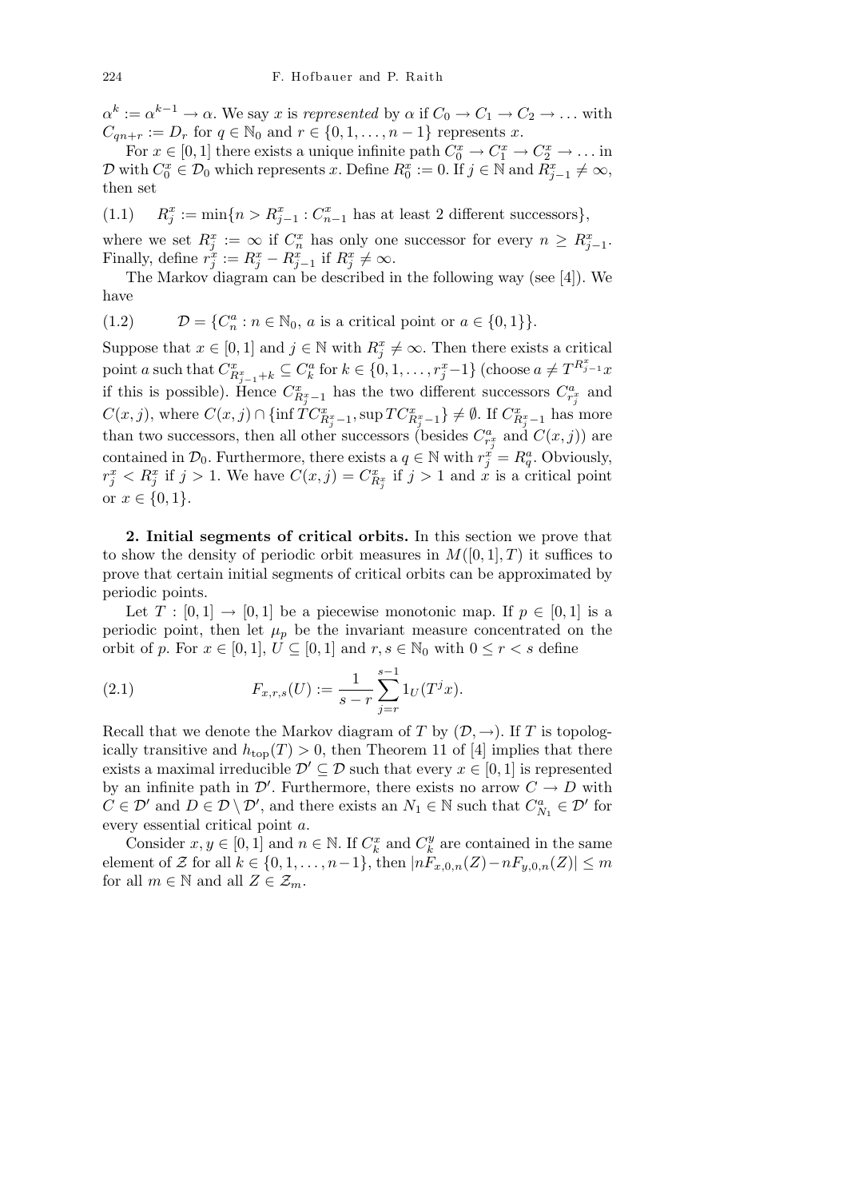$\alpha^k := \alpha^{k-1} \to \alpha$. We say $x$ is *represented* by $\alpha$ if $C_0 \to C_1 \to C_2 \to \ldots$ with $C_{qn+r} := D_r$ for $q \in \mathbb{N}_0$ and $r \in \{0, 1, \ldots, n-1\}$ represents $x$.

For $x \in [0,1]$ there exists a unique infinite path $C_0^x \to C_1^x \to C_2^x \to \ldots$ in $\mathcal{D}$ with $C_0^x \in \mathcal{D}_0$ which represents $x$. Define $R_0^x := 0$. If $j \in \mathbb{N}$ and $R_{j-1}^x \neq \infty$, then set

$$R_j^x := \min\{n > R_{j-1}^x : C_{n-1}^x \text{ has at least 2 different successors}\}, \tag{1.1}$$

where we set $R_j^x := \infty$ if $C_n^x$ has only one successor for every $n \geq R_{j-1}^x$. Finally, define $r_j^x := R_j^x - R_{j-1}^x$ if $R_j^x \neq \infty$.

The Markov diagram can be described in the following way (see [4]). We have

$$\mathcal{D} = \{C_n^a : n \in \mathbb{N}_0,\ a \text{ is a critical point or } a \in \{0,1\}\}. \tag{1.2}$$

Suppose that $x \in [0,1]$ and $j \in \mathbb{N}$ with $R_j^x \neq \infty$. Then there exists a critical point $a$ such that $C_{R_{j-1}^x + k}^x \subseteq C_k^a$ for $k \in \{0, 1, \ldots, r_j^x - 1\}$ (choose $a \neq T^{R_{j-1}^x} x$ if this is possible). Hence $C_{R_j^x - 1}^x$ has the two different successors $C_{r_j^x}^a$ and $C(x,j)$, where $C(x,j) \cap \{\inf TC_{R_j^x - 1}^x, \sup TC_{R_j^x - 1}^x\} \neq \emptyset$. If $C_{R_j^x - 1}^x$ has more than two successors, then all other successors (besides $C_{r_j^x}^a$ and $C(x,j)$) are contained in $\mathcal{D}_0$. Furthermore, there exists a $q \in \mathbb{N}$ with $r_j^x = R_q^a$. Obviously, $r_j^x < R_j^x$ if $j > 1$. We have $C(x,j) = C_{R_j^x}^x$ if $j > 1$ and $x$ is a critical point or $x \in \{0,1\}$.

**2. Initial segments of critical orbits.** In this section we prove that to show the density of periodic orbit measures in $M([0,1], T)$ it suffices to prove that certain initial segments of critical orbits can be approximated by periodic points.

Let $T : [0,1] \to [0,1]$ be a piecewise monotonic map. If $p \in [0,1]$ is a periodic point, then let $\mu_p$ be the invariant measure concentrated on the orbit of $p$. For $x \in [0,1]$, $U \subseteq [0,1]$ and $r, s \in \mathbb{N}_0$ with $0 \leq r < s$ define

$$F_{x,r,s}(U) := \frac{1}{s-r} \sum_{j=r}^{s-1} 1_U(T^j x). \tag{2.1}$$

Recall that we denote the Markov diagram of $T$ by $(\mathcal{D}, \to)$. If $T$ is topologically transitive and $h_{\mathrm{top}}(T) > 0$, then Theorem 11 of [4] implies that there exists a maximal irreducible $\mathcal{D}' \subseteq \mathcal{D}$ such that every $x \in [0,1]$ is represented by an infinite path in $\mathcal{D}'$. Furthermore, there exists no arrow $C \to D$ with $C \in \mathcal{D}'$ and $D \in \mathcal{D} \setminus \mathcal{D}'$, and there exists an $N_1 \in \mathbb{N}$ such that $C_{N_1}^a \in \mathcal{D}'$ for every essential critical point $a$.

Consider $x, y \in [0,1]$ and $n \in \mathbb{N}$. If $C_k^x$ and $C_k^y$ are contained in the same element of $\mathcal{Z}$ for all $k \in \{0, 1, \ldots, n-1\}$, then $|nF_{x,0,n}(Z) - nF_{y,0,n}(Z)| \leq m$ for all $m \in \mathbb{N}$ and all $Z \in \mathcal{Z}_m$.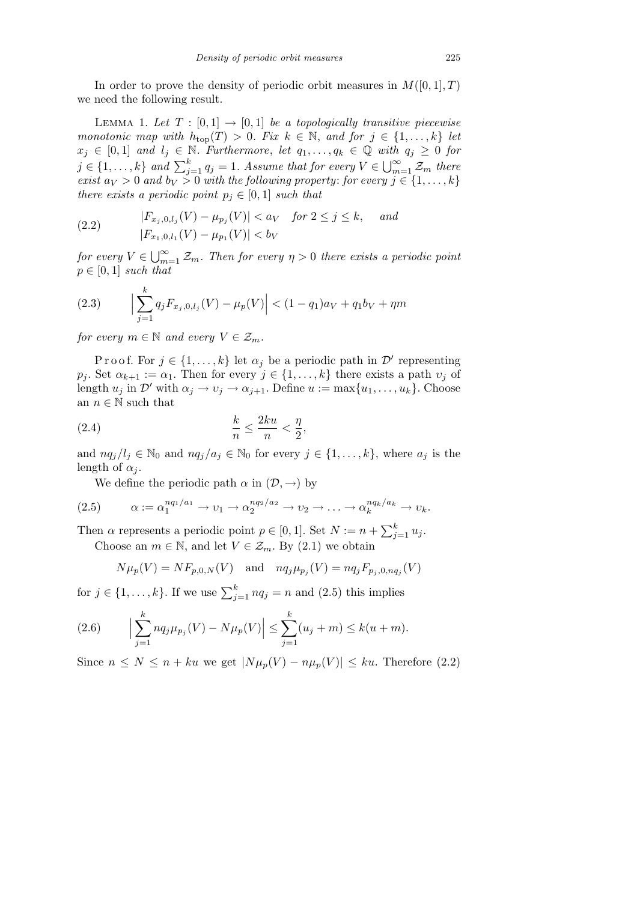In order to prove the density of periodic orbit measures in $M([0,1],T)$ we need the following result.

Lemma 1. *Let $T:[0,1]\to[0,1]$ be a topologically transitive piecewise monotonic map with $h_{\mathrm{top}}(T)>0$. Fix $k\in\mathbb{N}$, and for $j\in\{1,\ldots,k\}$ let $x_j\in[0,1]$ and $l_j\in\mathbb{N}$. Furthermore, let $q_1,\ldots,q_k\in\mathbb{Q}$ with $q_j\geq 0$ for $j\in\{1,\ldots,k\}$ and $\sum_{j=1}^k q_j=1$. Assume that for every $V\in\bigcup_{m=1}^\infty \mathcal{Z}_m$ there exist $a_V>0$ and $b_V>0$ with the following property*: *for every $j\in\{1,\ldots,k\}$ there exists a periodic point $p_j\in[0,1]$ such that*

$$
\begin{aligned}
&|F_{x_j,0,l_j}(V)-\mu_{p_j}(V)|<a_V \quad \text{for } 2\leq j\leq k, \quad \text{and}\\
&|F_{x_1,0,l_1}(V)-\mu_{p_1}(V)|<b_V
\end{aligned}
\tag{2.2}
$$

*for every $V\in\bigcup_{m=1}^\infty\mathcal{Z}_m$. Then for every $\eta>0$ there exists a periodic point $p\in[0,1]$ such that*

$$
\Big|\sum_{j=1}^k q_jF_{x_j,0,l_j}(V)-\mu_p(V)\Big|<(1-q_1)a_V+q_1b_V+\eta m \tag{2.3}
$$

*for every $m\in\mathbb{N}$ and every $V\in\mathcal{Z}_m$.*

Proof. For $j\in\{1,\ldots,k\}$ let $\alpha_j$ be a periodic path in $\mathcal{D}'$ representing $p_j$. Set $\alpha_{k+1}:=\alpha_1$. Then for every $j\in\{1,\ldots,k\}$ there exists a path $\upsilon_j$ of length $u_j$ in $\mathcal{D}'$ with $\alpha_j\to\upsilon_j\to\alpha_{j+1}$. Define $u:=\max\{u_1,\ldots,u_k\}$. Choose an $n\in\mathbb{N}$ such that

$$
\frac{k}{n}\leq\frac{2ku}{n}<\frac{\eta}{2}, \tag{2.4}
$$

and $nq_j/l_j\in\mathbb{N}_0$ and $nq_j/a_j\in\mathbb{N}_0$ for every $j\in\{1,\ldots,k\}$, where $a_j$ is the length of $\alpha_j$.

We define the periodic path $\alpha$ in $(\mathcal{D},\to)$ by

$$
\alpha:=\alpha_1^{nq_1/a_1}\to\upsilon_1\to\alpha_2^{nq_2/a_2}\to\upsilon_2\to\ldots\to\alpha_k^{nq_k/a_k}\to\upsilon_k. \tag{2.5}
$$

Then $\alpha$ represents a periodic point $p\in[0,1]$. Set $N:=n+\sum_{j=1}^k u_j$.

Choose an $m\in\mathbb{N}$, and let $V\in\mathcal{Z}_m$. By (2.1) we obtain

$$
N\mu_p(V)=NF_{p,0,N}(V)\quad\text{and}\quad nq_j\mu_{p_j}(V)=nq_jF_{p_j,0,nq_j}(V)
$$

for $j\in\{1,\ldots,k\}$. If we use $\sum_{j=1}^k nq_j=n$ and (2.5) this implies

$$
\Big|\sum_{j=1}^k nq_j\mu_{p_j}(V)-N\mu_p(V)\Big|\leq\sum_{j=1}^k(u_j+m)\leq k(u+m). \tag{2.6}
$$

Since $n\leq N\leq n+ku$ we get $|N\mu_p(V)-n\mu_p(V)|\leq ku$. Therefore (2.2)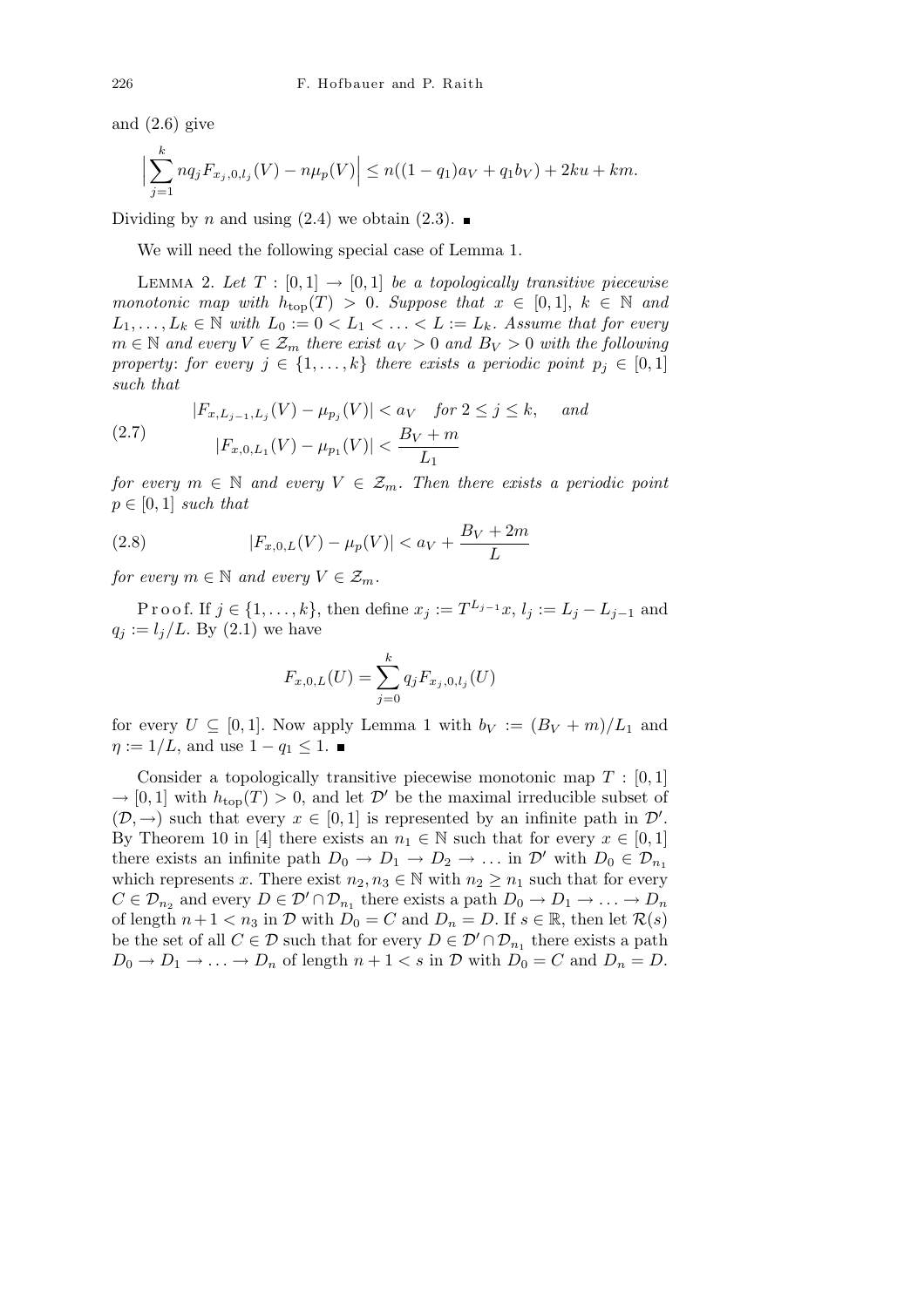and (2.6) give

$$\Big|\sum_{j=1}^{k} nq_j F_{x_j,0,l_j}(V) - n\mu_p(V)\Big| \le n((1-q_1)a_V + q_1 b_V) + 2ku + km.$$

Dividing by $n$ and using (2.4) we obtain (2.3). ∎

We will need the following special case of Lemma 1.

**Lemma 2.** *Let $T:[0,1]\to[0,1]$ be a topologically transitive piecewise monotonic map with $h_{\mathrm{top}}(T)>0$. Suppose that $x\in[0,1]$, $k\in\mathbb{N}$ and $L_1,\dots,L_k\in\mathbb{N}$ with $L_0:=0<L_1<\dots<L:=L_k$. Assume that for every $m\in\mathbb{N}$ and every $V\in\mathcal{Z}_m$ there exist $a_V>0$ and $B_V>0$ with the following property: for every $j\in\{1,\dots,k\}$ there exists a periodic point $p_j\in[0,1]$ such that*

$$\begin{aligned} &|F_{x,L_{j-1},L_j}(V)-\mu_{p_j}(V)|<a_V \quad \text{for } 2\le j\le k, \quad \text{and} \\ &|F_{x,0,L_1}(V)-\mu_{p_1}(V)|<\frac{B_V+m}{L_1} \end{aligned} \tag{2.7}$$

*for every $m\in\mathbb{N}$ and every $V\in\mathcal{Z}_m$. Then there exists a periodic point $p\in[0,1]$ such that*

$$|F_{x,0,L}(V)-\mu_p(V)|<a_V+\frac{B_V+2m}{L} \tag{2.8}$$

*for every $m\in\mathbb{N}$ and every $V\in\mathcal{Z}_m$.*

Proof. If $j\in\{1,\dots,k\}$, then define $x_j:=T^{L_{j-1}}x$, $l_j:=L_j-L_{j-1}$ and $q_j:=l_j/L$. By (2.1) we have

$$F_{x,0,L}(U)=\sum_{j=0}^{k} q_j F_{x_j,0,l_j}(U)$$

for every $U\subseteq[0,1]$. Now apply Lemma 1 with $b_V:=(B_V+m)/L_1$ and $\eta:=1/L$, and use $1-q_1\le 1$. ∎

Consider a topologically transitive piecewise monotonic map $T:[0,1]\to[0,1]$ with $h_{\mathrm{top}}(T)>0$, and let $\mathcal{D}'$ be the maximal irreducible subset of $(\mathcal{D},\to)$ such that every $x\in[0,1]$ is represented by an infinite path in $\mathcal{D}'$. By Theorem 10 in [4] there exists an $n_1\in\mathbb{N}$ such that for every $x\in[0,1]$ there exists an infinite path $D_0\to D_1\to D_2\to\dots$ in $\mathcal{D}'$ with $D_0\in\mathcal{D}_{n_1}$ which represents $x$. There exist $n_2,n_3\in\mathbb{N}$ with $n_2\ge n_1$ such that for every $C\in\mathcal{D}_{n_2}$ and every $D\in\mathcal{D}'\cap\mathcal{D}_{n_1}$ there exists a path $D_0\to D_1\to\dots\to D_n$ of length $n+1<n_3$ in $\mathcal{D}$ with $D_0=C$ and $D_n=D$. If $s\in\mathbb{R}$, then let $\mathcal{R}(s)$ be the set of all $C\in\mathcal{D}$ such that for every $D\in\mathcal{D}'\cap\mathcal{D}_{n_1}$ there exists a path $D_0\to D_1\to\dots\to D_n$ of length $n+1<s$ in $\mathcal{D}$ with $D_0=C$ and $D_n=D$.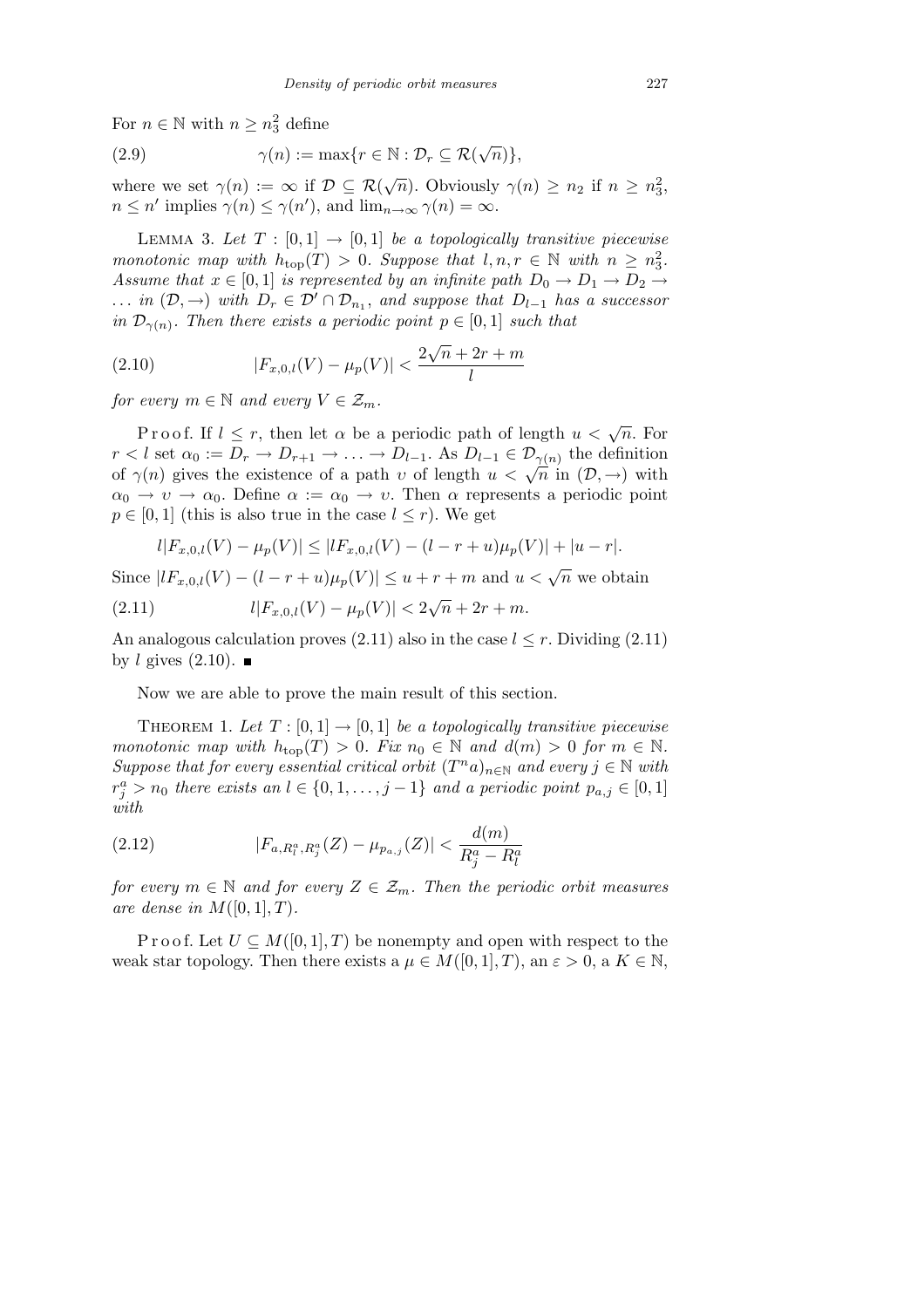For $n \in \mathbb{N}$ with $n \geq n_3^2$ define

$$\gamma(n) := \max\{r \in \mathbb{N} : \mathcal{D}_r \subseteq \mathcal{R}(\sqrt{n})\}, \tag{2.9}$$

where we set $\gamma(n) := \infty$ if $\mathcal{D} \subseteq \mathcal{R}(\sqrt{n})$. Obviously $\gamma(n) \geq n_2$ if $n \geq n_3^2$, $n \leq n'$ implies $\gamma(n) \leq \gamma(n')$, and $\lim_{n\to\infty} \gamma(n) = \infty$.

Lemma 3. *Let $T : [0,1] \to [0,1]$ be a topologically transitive piecewise monotonic map with $h_{\mathrm{top}}(T) > 0$. Suppose that $l, n, r \in \mathbb{N}$ with $n \geq n_3^2$. Assume that $x \in [0,1]$ is represented by an infinite path $D_0 \to D_1 \to D_2 \to \ldots$ in $(\mathcal{D}, \to)$ with $D_r \in \mathcal{D}' \cap \mathcal{D}_{n_1}$, and suppose that $D_{l-1}$ has a successor in $\mathcal{D}_{\gamma(n)}$. Then there exists a periodic point $p \in [0,1]$ such that*

$$|F_{x,0,l}(V) - \mu_p(V)| < \frac{2\sqrt{n} + 2r + m}{l} \tag{2.10}$$

*for every $m \in \mathbb{N}$ and every $V \in \mathcal{Z}_m$.*

Proof. If $l \leq r$, then let $\alpha$ be a periodic path of length $u < \sqrt{n}$. For $r < l$ set $\alpha_0 := D_r \to D_{r+1} \to \ldots \to D_{l-1}$. As $D_{l-1} \in \mathcal{D}_{\gamma(n)}$ the definition of $\gamma(n)$ gives the existence of a path $\upsilon$ of length $u < \sqrt{n}$ in $(\mathcal{D}, \to)$ with $\alpha_0 \to \upsilon \to \alpha_0$. Define $\alpha := \alpha_0 \to \upsilon$. Then $\alpha$ represents a periodic point $p \in [0,1]$ (this is also true in the case $l \leq r$). We get

$$l|F_{x,0,l}(V) - \mu_p(V)| \leq |lF_{x,0,l}(V) - (l - r + u)\mu_p(V)| + |u - r|.$$

Since $|lF_{x,0,l}(V) - (l - r + u)\mu_p(V)| \leq u + r + m$ and $u < \sqrt{n}$ we obtain

$$l|F_{x,0,l}(V) - \mu_p(V)| < 2\sqrt{n} + 2r + m. \tag{2.11}$$

An analogous calculation proves (2.11) also in the case $l \leq r$. Dividing (2.11) by $l$ gives (2.10). ∎

Now we are able to prove the main result of this section.

Theorem 1. *Let $T : [0,1] \to [0,1]$ be a topologically transitive piecewise monotonic map with $h_{\mathrm{top}}(T) > 0$. Fix $n_0 \in \mathbb{N}$ and $d(m) > 0$ for $m \in \mathbb{N}$. Suppose that for every essential critical orbit $(T^n a)_{n\in\mathbb{N}}$ and every $j \in \mathbb{N}$ with $r_j^a > n_0$ there exists an $l \in \{0, 1, \ldots, j-1\}$ and a periodic point $p_{a,j} \in [0,1]$ with*

$$|F_{a,R_l^a,R_j^a}(Z) - \mu_{p_{a,j}}(Z)| < \frac{d(m)}{R_j^a - R_l^a} \tag{2.12}$$

*for every $m \in \mathbb{N}$ and for every $Z \in \mathcal{Z}_m$. Then the periodic orbit measures are dense in $M([0,1], T)$.*

Proof. Let $U \subseteq M([0,1], T)$ be nonempty and open with respect to the weak star topology. Then there exists a $\mu \in M([0,1], T)$, an $\varepsilon > 0$, a $K \in \mathbb{N}$,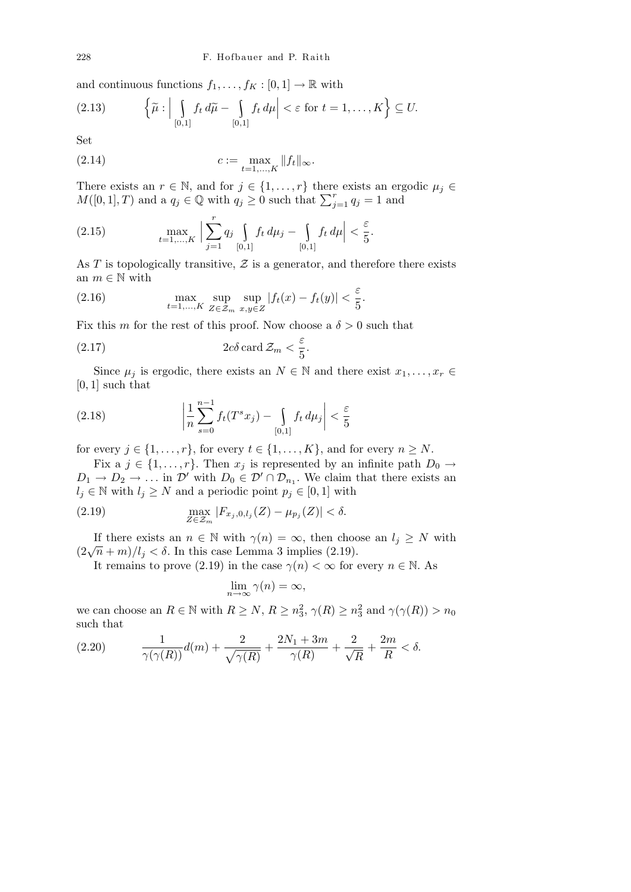and continuous functions $f_1, \ldots, f_K : [0,1] \to \mathbb{R}$ with

$$\Big\{\widetilde{\mu} : \Big| \int\limits_{[0,1]} f_t \, d\widetilde{\mu} - \int\limits_{[0,1]} f_t \, d\mu \Big| < \varepsilon \text{ for } t = 1, \ldots, K \Big\} \subseteq U. \tag{2.13}$$

Set

$$c := \max_{t=1,\ldots,K} \|f_t\|_\infty. \tag{2.14}$$

There exists an $r \in \mathbb{N}$, and for $j \in \{1, \ldots, r\}$ there exists an ergodic $\mu_j \in M([0,1], T)$ and a $q_j \in \mathbb{Q}$ with $q_j \geq 0$ such that $\sum_{j=1}^{r} q_j = 1$ and

$$\max_{t=1,\ldots,K} \Big| \sum_{j=1}^{r} q_j \int\limits_{[0,1]} f_t \, d\mu_j - \int\limits_{[0,1]} f_t \, d\mu \Big| < \frac{\varepsilon}{5}. \tag{2.15}$$

As $T$ is topologically transitive, $\mathcal{Z}$ is a generator, and therefore there exists an $m \in \mathbb{N}$ with

$$\max_{t=1,\ldots,K} \sup_{Z \in \mathcal{Z}_m} \sup_{x,y \in Z} |f_t(x) - f_t(y)| < \frac{\varepsilon}{5}. \tag{2.16}$$

Fix this $m$ for the rest of this proof. Now choose a $\delta > 0$ such that

$$2c\delta \operatorname{card} \mathcal{Z}_m < \frac{\varepsilon}{5}. \tag{2.17}$$

Since $\mu_j$ is ergodic, there exists an $N \in \mathbb{N}$ and there exist $x_1, \ldots, x_r \in [0,1]$ such that

$$\Big| \frac{1}{n} \sum_{s=0}^{n-1} f_t(T^s x_j) - \int\limits_{[0,1]} f_t \, d\mu_j \Big| < \frac{\varepsilon}{5} \tag{2.18}$$

for every $j \in \{1, \ldots, r\}$, for every $t \in \{1, \ldots, K\}$, and for every $n \geq N$.

Fix a $j \in \{1, \ldots, r\}$. Then $x_j$ is represented by an infinite path $D_0 \to D_1 \to D_2 \to \ldots$ in $\mathcal{D}'$ with $D_0 \in \mathcal{D}' \cap \mathcal{D}_{n_1}$. We claim that there exists an $l_j \in \mathbb{N}$ with $l_j \geq N$ and a periodic point $p_j \in [0,1]$ with

$$\max_{Z \in \mathcal{Z}_m} |F_{x_j,0,l_j}(Z) - \mu_{p_j}(Z)| < \delta. \tag{2.19}$$

If there exists an $n \in \mathbb{N}$ with $\gamma(n) = \infty$, then choose an $l_j \geq N$ with $(2\sqrt{n} + m)/l_j < \delta$. In this case Lemma 3 implies (2.19).

It remains to prove (2.19) in the case $\gamma(n) < \infty$ for every $n \in \mathbb{N}$. As

$$\lim_{n \to \infty} \gamma(n) = \infty,$$

we can choose an $R \in \mathbb{N}$ with $R \geq N$, $R \geq n_3^2$, $\gamma(R) \geq n_3^2$ and $\gamma(\gamma(R)) > n_0$ such that

$$\frac{1}{\gamma(\gamma(R))} d(m) + \frac{2}{\sqrt{\gamma(R)}} + \frac{2N_1 + 3m}{\gamma(R)} + \frac{2}{\sqrt{R}} + \frac{2m}{R} < \delta. \tag{2.20}$$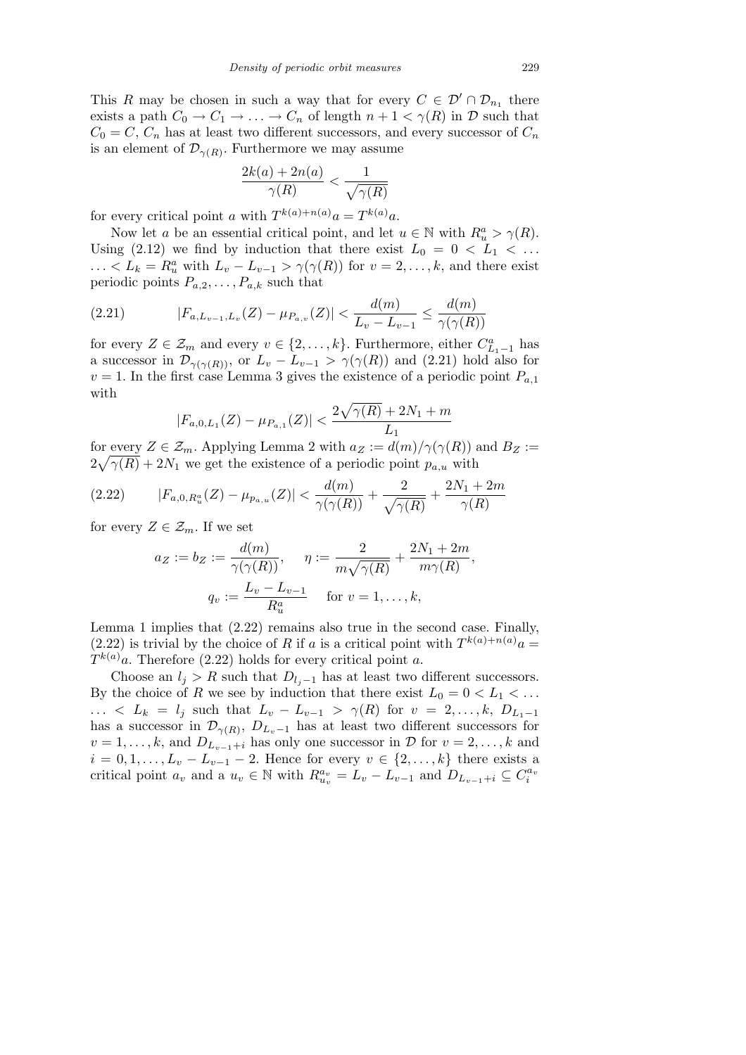This $R$ may be chosen in such a way that for every $C \in \mathcal{D}' \cap \mathcal{D}_{n_1}$ there exists a path $C_0 \to C_1 \to \ldots \to C_n$ of length $n+1 < \gamma(R)$ in $\mathcal{D}$ such that $C_0 = C$, $C_n$ has at least two different successors, and every successor of $C_n$ is an element of $\mathcal{D}_{\gamma(R)}$. Furthermore we may assume

$$\frac{2k(a) + 2n(a)}{\gamma(R)} < \frac{1}{\sqrt{\gamma(R)}}$$

for every critical point $a$ with $T^{k(a)+n(a)}a = T^{k(a)}a$.

Now let $a$ be an essential critical point, and let $u \in \mathbb{N}$ with $R^a_u > \gamma(R)$. Using (2.12) we find by induction that there exist $L_0 = 0 < L_1 < \ldots \ldots < L_k = R^a_u$ with $L_v - L_{v-1} > \gamma(\gamma(R))$ for $v = 2, \ldots, k$, and there exist periodic points $P_{a,2}, \ldots, P_{a,k}$ such that

$$|F_{a,L_{v-1},L_v}(Z) - \mu_{P_{a,v}}(Z)| < \frac{d(m)}{L_v - L_{v-1}} \le \frac{d(m)}{\gamma(\gamma(R))} \tag{2.21}$$

for every $Z \in \mathcal{Z}_m$ and every $v \in \{2, \ldots, k\}$. Furthermore, either $C^a_{L_1 - 1}$ has a successor in $\mathcal{D}_{\gamma(\gamma(R))}$, or $L_v - L_{v-1} > \gamma(\gamma(R))$ and (2.21) hold also for $v = 1$. In the first case Lemma 3 gives the existence of a periodic point $P_{a,1}$ with

$$|F_{a,0,L_1}(Z) - \mu_{P_{a,1}}(Z)| < \frac{2\sqrt{\gamma(R)} + 2N_1 + m}{L_1}$$

for every $Z \in \mathcal{Z}_m$. Applying Lemma 2 with $a_Z := d(m)/\gamma(\gamma(R))$ and $B_Z := 2\sqrt{\gamma(R)} + 2N_1$ we get the existence of a periodic point $p_{a,u}$ with

$$|F_{a,0,R^a_u}(Z) - \mu_{p_{a,u}}(Z)| < \frac{d(m)}{\gamma(\gamma(R))} + \frac{2}{\sqrt{\gamma(R)}} + \frac{2N_1 + 2m}{\gamma(R)} \tag{2.22}$$

for every $Z \in \mathcal{Z}_m$. If we set

$$a_Z := b_Z := \frac{d(m)}{\gamma(\gamma(R))}, \qquad \eta := \frac{2}{m\sqrt{\gamma(R)}} + \frac{2N_1 + 2m}{m\gamma(R)},$$

$$q_v := \frac{L_v - L_{v-1}}{R^a_u} \quad \text{ for } v = 1, \ldots, k,$$

Lemma 1 implies that (2.22) remains also true in the second case. Finally, (2.22) is trivial by the choice of $R$ if $a$ is a critical point with $T^{k(a)+n(a)}a = T^{k(a)}a$. Therefore (2.22) holds for every critical point $a$.

Choose an $l_j > R$ such that $D_{l_j - 1}$ has at least two different successors. By the choice of $R$ we see by induction that there exist $L_0 = 0 < L_1 < \ldots \ldots < L_k = l_j$ such that $L_v - L_{v-1} > \gamma(R)$ for $v = 2, \ldots, k$, $D_{L_1 - 1}$ has a successor in $\mathcal{D}_{\gamma(R)}$, $D_{L_v - 1}$ has at least two different successors for $v = 1, \ldots, k$, and $D_{L_{v-1}+i}$ has only one successor in $\mathcal{D}$ for $v = 2, \ldots, k$ and $i = 0, 1, \ldots, L_v - L_{v-1} - 2$. Hence for every $v \in \{2, \ldots, k\}$ there exists a critical point $a_v$ and a $u_v \in \mathbb{N}$ with $R^{a_v}_{u_v} = L_v - L_{v-1}$ and $D_{L_{v-1}+i} \subseteq C^{a_v}_i$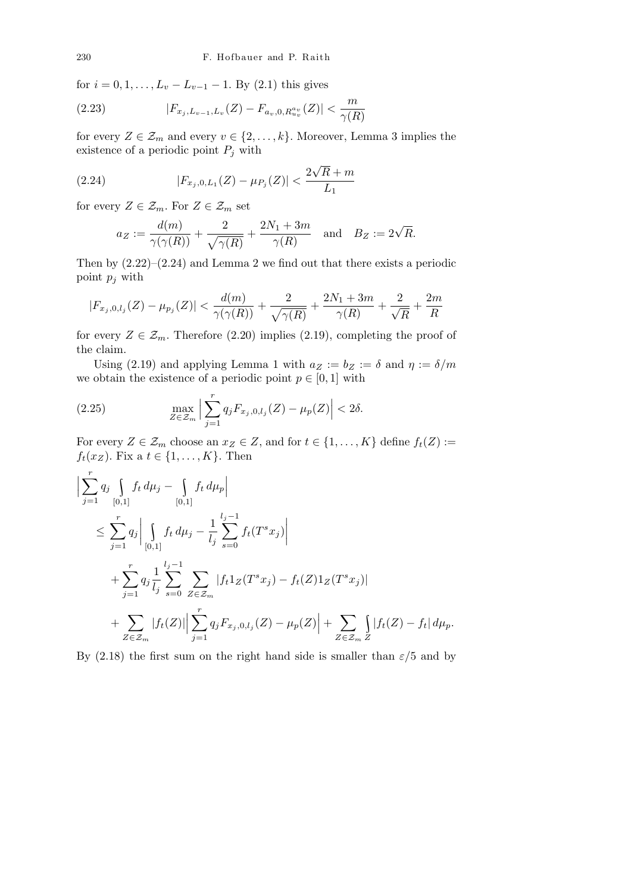for $i = 0, 1, \ldots, L_v - L_{v-1} - 1$. By (2.1) this gives

$$|F_{x_j, L_{v-1}, L_v}(Z) - F_{a_v, 0, R_{u_v}^{a_v}}(Z)| < \frac{m}{\gamma(R)} \tag{2.23}$$

for every $Z \in \mathcal{Z}_m$ and every $v \in \{2, \ldots, k\}$. Moreover, Lemma 3 implies the existence of a periodic point $P_j$ with

$$|F_{x_j, 0, L_1}(Z) - \mu_{P_j}(Z)| < \frac{2\sqrt{R} + m}{L_1} \tag{2.24}$$

for every $Z \in \mathcal{Z}_m$. For $Z \in \mathcal{Z}_m$ set

$$a_Z := \frac{d(m)}{\gamma(\gamma(R))} + \frac{2}{\sqrt{\gamma(R)}} + \frac{2N_1 + 3m}{\gamma(R)} \quad \text{and} \quad B_Z := 2\sqrt{R}.$$

Then by (2.22)–(2.24) and Lemma 2 we find out that there exists a periodic point $p_j$ with

$$|F_{x_j, 0, l_j}(Z) - \mu_{p_j}(Z)| < \frac{d(m)}{\gamma(\gamma(R))} + \frac{2}{\sqrt{\gamma(R)}} + \frac{2N_1 + 3m}{\gamma(R)} + \frac{2}{\sqrt{R}} + \frac{2m}{R}$$

for every $Z \in \mathcal{Z}_m$. Therefore (2.20) implies (2.19), completing the proof of the claim.

Using (2.19) and applying Lemma 1 with $a_Z := b_Z := \delta$ and $\eta := \delta/m$ we obtain the existence of a periodic point $p \in [0,1]$ with

$$\max_{Z \in \mathcal{Z}_m} \Big| \sum_{j=1}^{r} q_j F_{x_j, 0, l_j}(Z) - \mu_p(Z) \Big| < 2\delta. \tag{2.25}$$

For every $Z \in \mathcal{Z}_m$ choose an $x_Z \in Z$, and for $t \in \{1, \ldots, K\}$ define $f_t(Z) := f_t(x_Z)$. Fix a $t \in \{1, \ldots, K\}$. Then

$$\begin{aligned}
&\Big| \sum_{j=1}^{r} q_j \int_{[0,1]} f_t \, d\mu_j - \int_{[0,1]} f_t \, d\mu_p \Big| \\
&\quad \le \sum_{j=1}^{r} q_j \Big| \int_{[0,1]} f_t \, d\mu_j - \frac{1}{l_j} \sum_{s=0}^{l_j - 1} f_t(T^s x_j) \Big| \\
&\qquad + \sum_{j=1}^{r} q_j \frac{1}{l_j} \sum_{s=0}^{l_j - 1} \sum_{Z \in \mathcal{Z}_m} |f_t 1_Z(T^s x_j) - f_t(Z) 1_Z(T^s x_j)| \\
&\qquad + \sum_{Z \in \mathcal{Z}_m} |f_t(Z)| \Big| \sum_{j=1}^{r} q_j F_{x_j, 0, l_j}(Z) - \mu_p(Z) \Big| + \sum_{Z \in \mathcal{Z}_m} \int_Z |f_t(Z) - f_t| \, d\mu_p.
\end{aligned}$$

By (2.18) the first sum on the right hand side is smaller than $\varepsilon/5$ and by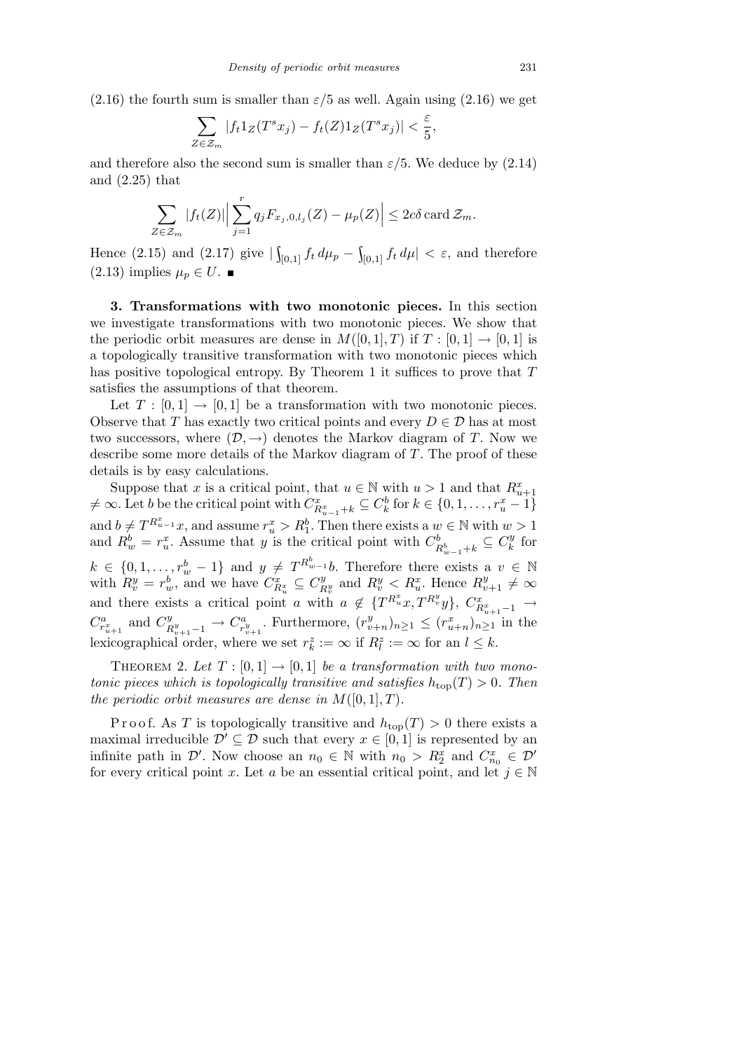(2.16) the fourth sum is smaller than $\varepsilon/5$ as well. Again using (2.16) we get

$$\sum_{Z\in\mathcal{Z}_m} |f_t 1_Z(T^s x_j) - f_t(Z)1_Z(T^s x_j)| < \frac{\varepsilon}{5},$$

and therefore also the second sum is smaller than $\varepsilon/5$. We deduce by (2.14) and (2.25) that

$$\sum_{Z\in\mathcal{Z}_m} |f_t(Z)|\Big|\sum_{j=1}^{r} q_j F_{x_j,0,l_j}(Z) - \mu_p(Z)\Big| \le 2c\delta \operatorname{card}\mathcal{Z}_m.$$

Hence (2.15) and (2.17) give $|\int_{[0,1]} f_t\,d\mu_p - \int_{[0,1]} f_t\,d\mu| < \varepsilon$, and therefore (2.13) implies $\mu_p \in U$. ■

**3. Transformations with two monotonic pieces.** In this section we investigate transformations with two monotonic pieces. We show that the periodic orbit measures are dense in $M([0,1],T)$ if $T:[0,1]\to[0,1]$ is a topologically transitive transformation with two monotonic pieces which has positive topological entropy. By Theorem 1 it suffices to prove that $T$ satisfies the assumptions of that theorem.

Let $T:[0,1]\to[0,1]$ be a transformation with two monotonic pieces. Observe that $T$ has exactly two critical points and every $D\in\mathcal{D}$ has at most two successors, where $(\mathcal{D},\to)$ denotes the Markov diagram of $T$. Now we describe some more details of the Markov diagram of $T$. The proof of these details is by easy calculations.

Suppose that $x$ is a critical point, that $u\in\mathbb{N}$ with $u>1$ and that $R^x_{u+1} \ne \infty$. Let $b$ be the critical point with $C^x_{R^x_{u-1}+k} \subseteq C^b_k$ for $k\in\{0,1,\ldots,r^x_u-1\}$ and $b \ne T^{R^x_{u-1}}x$, and assume $r^x_u > R^b_1$. Then there exists a $w\in\mathbb{N}$ with $w>1$ and $R^b_w = r^x_u$. Assume that $y$ is the critical point with $C^b_{R^b_{w-1}+k} \subseteq C^y_k$ for $k\in\{0,1,\ldots,r^b_w-1\}$ and $y\ne T^{R^b_{w-1}}b$. Therefore there exists a $v\in\mathbb{N}$ with $R^y_v = r^b_w$, and we have $C^x_{R^x_u} \subseteq C^y_{R^y_v}$ and $R^y_v < R^x_u$. Hence $R^y_{v+1}\ne\infty$ and there exists a critical point $a$ with $a\notin\{T^{R^x_u}x, T^{R^y_v}y\}$, $C^x_{R^x_{u+1}-1} \to C^a_{r^x_{u+1}}$ and $C^y_{R^y_{v+1}-1} \to C^a_{r^y_{v+1}}$. Furthermore, $(r^y_{v+n})_{n\ge1} \le (r^x_{u+n})_{n\ge1}$ in the lexicographical order, where we set $r^z_k := \infty$ if $R^z_l := \infty$ for an $l\le k$.

Theorem 2. *Let $T:[0,1]\to[0,1]$ be a transformation with two monotonic pieces which is topologically transitive and satisfies $h_{\mathrm{top}}(T)>0$. Then the periodic orbit measures are dense in $M([0,1],T)$.*

Proof. As $T$ is topologically transitive and $h_{\mathrm{top}}(T)>0$ there exists a maximal irreducible $\mathcal{D}'\subseteq\mathcal{D}$ such that every $x\in[0,1]$ is represented by an infinite path in $\mathcal{D}'$. Now choose an $n_0\in\mathbb{N}$ with $n_0 > R^x_2$ and $C^x_{n_0}\in\mathcal{D}'$ for every critical point $x$. Let $a$ be an essential critical point, and let $j\in\mathbb{N}$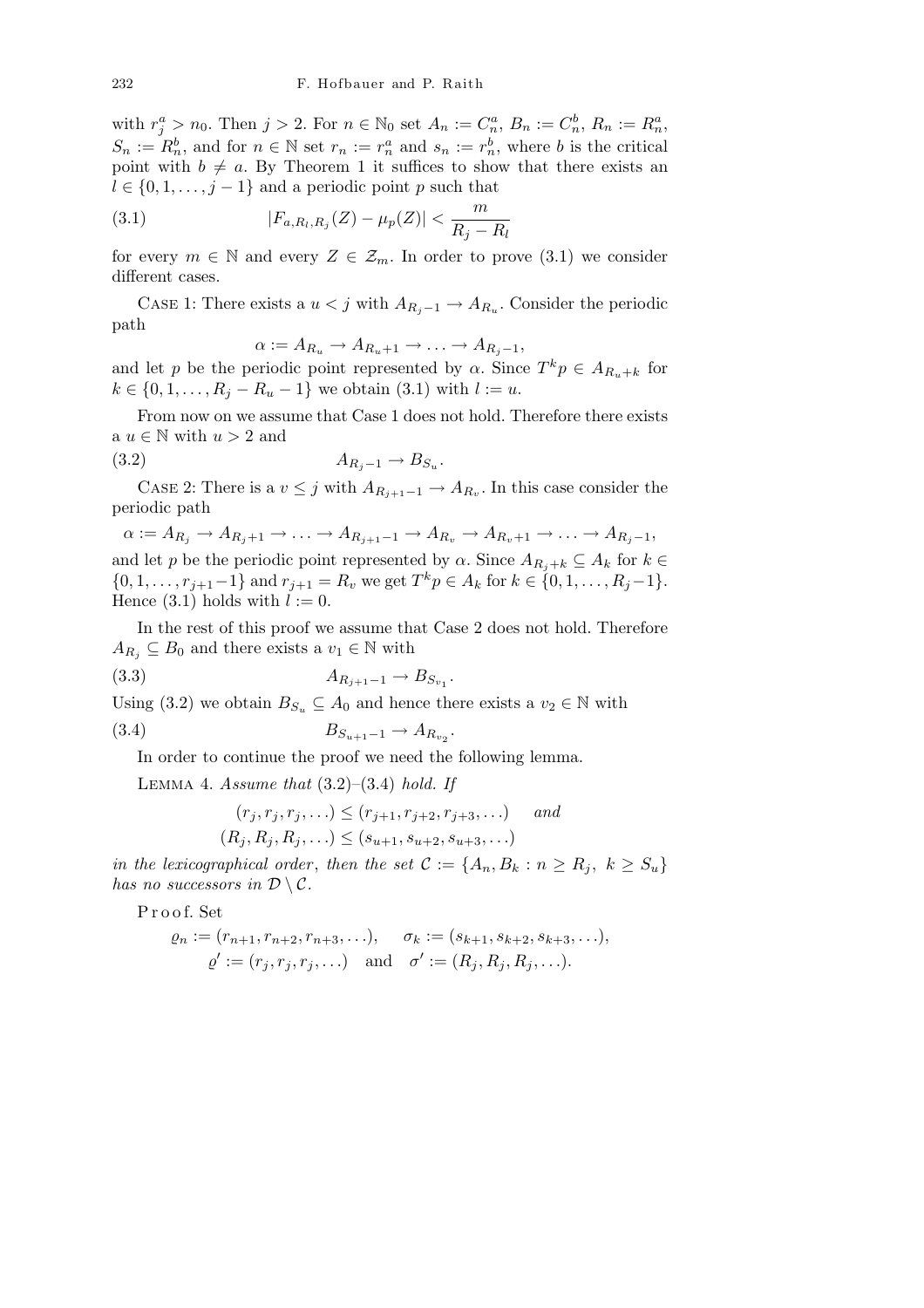with $r_j^a > n_0$. Then $j > 2$. For $n \in \mathbb{N}_0$ set $A_n := C_n^a$, $B_n := C_n^b$, $R_n := R_n^a$, $S_n := R_n^b$, and for $n \in \mathbb{N}$ set $r_n := r_n^a$ and $s_n := r_n^b$, where $b$ is the critical point with $b \neq a$. By Theorem 1 it suffices to show that there exists an $l \in \{0, 1, \ldots, j-1\}$ and a periodic point $p$ such that

$$|F_{a,R_l,R_j}(Z) - \mu_p(Z)| < \frac{m}{R_j - R_l} \tag{3.1}$$

for every $m \in \mathbb{N}$ and every $Z \in \mathcal{Z}_m$. In order to prove (3.1) we consider different cases.

Case 1: There exists a $u < j$ with $A_{R_j-1} \to A_{R_u}$. Consider the periodic path

$$\alpha := A_{R_u} \to A_{R_u+1} \to \ldots \to A_{R_j-1},$$

and let $p$ be the periodic point represented by $\alpha$. Since $T^k p \in A_{R_u+k}$ for $k \in \{0, 1, \ldots, R_j - R_u - 1\}$ we obtain (3.1) with $l := u$.

From now on we assume that Case 1 does not hold. Therefore there exists a $u \in \mathbb{N}$ with $u > 2$ and

$$A_{R_j-1} \to B_{S_u}. \tag{3.2}$$

Case 2: There is a $v \le j$ with $A_{R_{j+1}-1} \to A_{R_v}$. In this case consider the periodic path

$$\alpha := A_{R_j} \to A_{R_j+1} \to \ldots \to A_{R_{j+1}-1} \to A_{R_v} \to A_{R_v+1} \to \ldots \to A_{R_j-1},$$

and let $p$ be the periodic point represented by $\alpha$. Since $A_{R_j+k} \subseteq A_k$ for $k \in \{0, 1, \ldots, r_{j+1}-1\}$ and $r_{j+1} = R_v$ we get $T^k p \in A_k$ for $k \in \{0, 1, \ldots, R_j - 1\}$. Hence (3.1) holds with $l := 0$.

In the rest of this proof we assume that Case 2 does not hold. Therefore $A_{R_j} \subseteq B_0$ and there exists a $v_1 \in \mathbb{N}$ with

$$A_{R_{j+1}-1} \to B_{S_{v_1}}. \tag{3.3}$$

Using (3.2) we obtain $B_{S_u} \subseteq A_0$ and hence there exists a $v_2 \in \mathbb{N}$ with

$$B_{S_{u+1}-1} \to A_{R_{v_2}}. \tag{3.4}$$

In order to continue the proof we need the following lemma.

Lemma 4. *Assume that* (3.2)–(3.4) *hold. If*

$$(r_j, r_j, r_j, \ldots) \le (r_{j+1}, r_{j+2}, r_{j+3}, \ldots) \quad \textit{and}$$
$$(R_j, R_j, R_j, \ldots) \le (s_{u+1}, s_{u+2}, s_{u+3}, \ldots)$$

*in the lexicographical order*, *then the set* $\mathcal{C} := \{A_n, B_k : n \ge R_j,\ k \ge S_u\}$ *has no successors in* $\mathcal{D} \setminus \mathcal{C}$.

Proof. Set

$$\varrho_n := (r_{n+1}, r_{n+2}, r_{n+3}, \ldots), \qquad \sigma_k := (s_{k+1}, s_{k+2}, s_{k+3}, \ldots),$$
$$\varrho' := (r_j, r_j, r_j, \ldots) \quad \text{and} \quad \sigma' := (R_j, R_j, R_j, \ldots).$$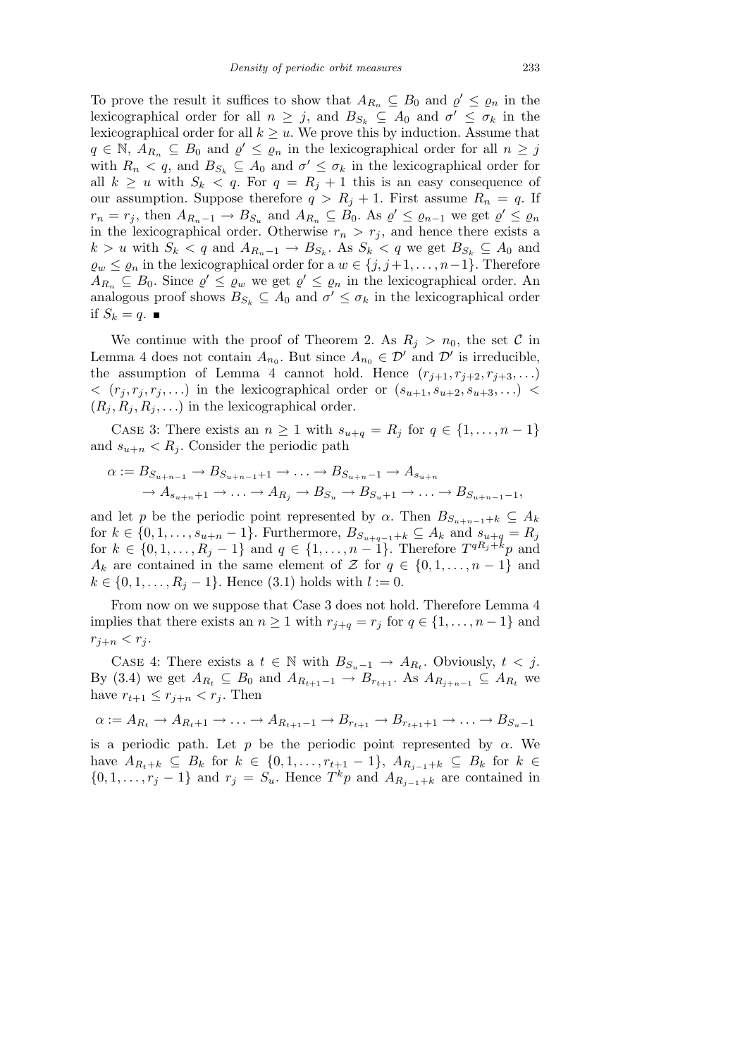To prove the result it suffices to show that $A_{R_n} \subseteq B_0$ and $\varrho' \leq \varrho_n$ in the lexicographical order for all $n \geq j$, and $B_{S_k} \subseteq A_0$ and $\sigma' \leq \sigma_k$ in the lexicographical order for all $k \geq u$. We prove this by induction. Assume that $q \in \mathbb{N}$, $A_{R_n} \subseteq B_0$ and $\varrho' \leq \varrho_n$ in the lexicographical order for all $n \geq j$ with $R_n < q$, and $B_{S_k} \subseteq A_0$ and $\sigma' \leq \sigma_k$ in the lexicographical order for all $k \geq u$ with $S_k < q$. For $q = R_j + 1$ this is an easy consequence of our assumption. Suppose therefore $q > R_j + 1$. First assume $R_n = q$. If $r_n = r_j$, then $A_{R_n - 1} \to B_{S_u}$ and $A_{R_n} \subseteq B_0$. As $\varrho' \leq \varrho_{n-1}$ we get $\varrho' \leq \varrho_n$ in the lexicographical order. Otherwise $r_n > r_j$, and hence there exists a $k > u$ with $S_k < q$ and $A_{R_n - 1} \to B_{S_k}$. As $S_k < q$ we get $B_{S_k} \subseteq A_0$ and $\varrho_w \leq \varrho_n$ in the lexicographical order for a $w \in \{j, j+1, \ldots, n-1\}$. Therefore $A_{R_n} \subseteq B_0$. Since $\varrho' \leq \varrho_w$ we get $\varrho' \leq \varrho_n$ in the lexicographical order. An analogous proof shows $B_{S_k} \subseteq A_0$ and $\sigma' \leq \sigma_k$ in the lexicographical order if $S_k = q$. ∎

We continue with the proof of Theorem 2. As $R_j > n_0$, the set $\mathcal{C}$ in Lemma 4 does not contain $A_{n_0}$. But since $A_{n_0} \in \mathcal{D}'$ and $\mathcal{D}'$ is irreducible, the assumption of Lemma 4 cannot hold. Hence $(r_{j+1}, r_{j+2}, r_{j+3}, \ldots) < (r_j, r_j, r_j, \ldots)$ in the lexicographical order or $(s_{u+1}, s_{u+2}, s_{u+3}, \ldots) < (R_j, R_j, R_j, \ldots)$ in the lexicographical order.

Case 3: There exists an $n \geq 1$ with $s_{u+q} = R_j$ for $q \in \{1, \ldots, n-1\}$ and $s_{u+n} < R_j$. Consider the periodic path

$$\begin{aligned}\alpha := B_{S_{u+n-1}} &\to B_{S_{u+n-1}+1} \to \ldots \to B_{S_{u+n}-1} \to A_{s_{u+n}} \\ &\to A_{s_{u+n}+1} \to \ldots \to A_{R_j} \to B_{S_u} \to B_{S_u+1} \to \ldots \to B_{S_{u+n-1}-1},\end{aligned}$$

and let $p$ be the periodic point represented by $\alpha$. Then $B_{S_{u+n-1}+k} \subseteq A_k$ for $k \in \{0, 1, \ldots, s_{u+n} - 1\}$. Furthermore, $B_{S_{u+q-1}+k} \subseteq A_k$ and $s_{u+q} = R_j$ for $k \in \{0, 1, \ldots, R_j - 1\}$ and $q \in \{1, \ldots, n-1\}$. Therefore $T^{qR_j + k}p$ and $A_k$ are contained in the same element of $\mathcal{Z}$ for $q \in \{0, 1, \ldots, n-1\}$ and $k \in \{0, 1, \ldots, R_j - 1\}$. Hence (3.1) holds with $l := 0$.

From now on we suppose that Case 3 does not hold. Therefore Lemma 4 implies that there exists an $n \geq 1$ with $r_{j+q} = r_j$ for $q \in \{1, \ldots, n-1\}$ and $r_{j+n} < r_j$.

Case 4: There exists a $t \in \mathbb{N}$ with $B_{S_u - 1} \to A_{R_t}$. Obviously, $t < j$. By (3.4) we get $A_{R_t} \subseteq B_0$ and $A_{R_{t+1}-1} \to B_{r_{t+1}}$. As $A_{R_{j+n-1}} \subseteq A_{R_t}$ we have $r_{t+1} \leq r_{j+n} < r_j$. Then

$$\alpha := A_{R_t} \to A_{R_t+1} \to \ldots \to A_{R_{t+1}-1} \to B_{r_{t+1}} \to B_{r_{t+1}+1} \to \ldots \to B_{S_u - 1}$$

is a periodic path. Let $p$ be the periodic point represented by $\alpha$. We have $A_{R_t+k} \subseteq B_k$ for $k \in \{0, 1, \ldots, r_{t+1} - 1\}$, $A_{R_{j-1}+k} \subseteq B_k$ for $k \in \{0, 1, \ldots, r_j - 1\}$ and $r_j = S_u$. Hence $T^k p$ and $A_{R_{j-1}+k}$ are contained in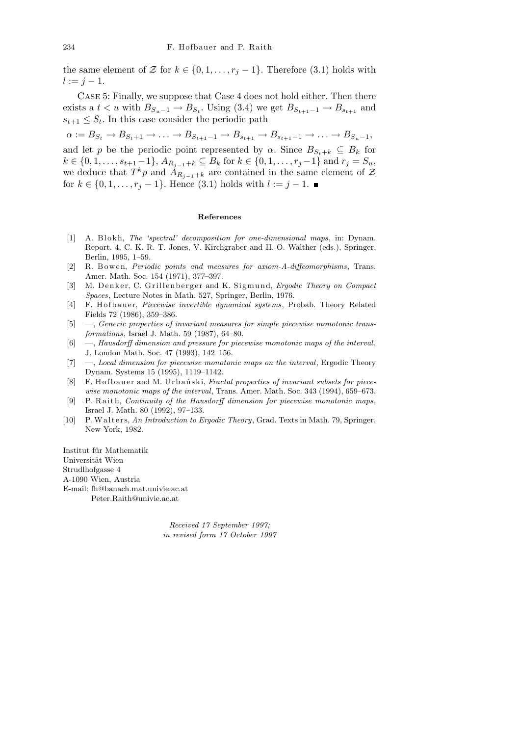the same element of $\mathcal{Z}$ for $k \in \{0, 1, \ldots, r_j - 1\}$. Therefore (3.1) holds with $l := j - 1$.

Case 5: Finally, we suppose that Case 4 does not hold either. Then there exists a $t < u$ with $B_{S_u - 1} \to B_{S_t}$. Using (3.4) we get $B_{S_{t+1}-1} \to B_{s_{t+1}}$ and $s_{t+1} \le S_t$. In this case consider the periodic path

$$\alpha := B_{S_t} \to B_{S_t+1} \to \ldots \to B_{S_{t+1}-1} \to B_{s_{t+1}} \to B_{s_{t+1}-1} \to \ldots \to B_{S_u - 1},$$

and let $p$ be the periodic point represented by $\alpha$. Since $B_{S_t + k} \subseteq B_k$ for $k \in \{0, 1, \ldots, s_{t+1} - 1\}$, $A_{R_{j-1}+k} \subseteq B_k$ for $k \in \{0, 1, \ldots, r_j - 1\}$ and $r_j = S_u$, we deduce that $T^k p$ and $A_{R_{j-1}+k}$ are contained in the same element of $\mathcal{Z}$ for $k \in \{0, 1, \ldots, r_j - 1\}$. Hence (3.1) holds with $l := j - 1$. ∎

## References

[1] A. Blokh, *The 'spectral' decomposition for one-dimensional maps*, in: Dynam. Report. 4, C. K. R. T. Jones, V. Kirchgraber and H.-O. Walther (eds.), Springer, Berlin, 1995, 1–59.

[2] R. Bowen, *Periodic points and measures for axiom-A-diffeomorphisms*, Trans. Amer. Math. Soc. 154 (1971), 377–397.

[3] M. Denker, C. Grillenberger and K. Sigmund, *Ergodic Theory on Compact Spaces*, Lecture Notes in Math. 527, Springer, Berlin, 1976.

[4] F. Hofbauer, *Piecewise invertible dynamical systems*, Probab. Theory Related Fields 72 (1986), 359–386.

[5] —, *Generic properties of invariant measures for simple piecewise monotonic transformations*, Israel J. Math. 59 (1987), 64–80.

[6] —, *Hausdorff dimension and pressure for piecewise monotonic maps of the interval*, J. London Math. Soc. 47 (1993), 142–156.

[7] —, *Local dimension for piecewise monotonic maps on the interval*, Ergodic Theory Dynam. Systems 15 (1995), 1119–1142.

[8] F. Hofbauer and M. Urbański, *Fractal properties of invariant subsets for piecewise monotonic maps of the interval*, Trans. Amer. Math. Soc. 343 (1994), 659–673.

[9] P. Raith, *Continuity of the Hausdorff dimension for piecewise monotonic maps*, Israel J. Math. 80 (1992), 97–133.

[10] P. Walters, *An Introduction to Ergodic Theory*, Grad. Texts in Math. 79, Springer, New York, 1982.

Institut für Mathematik
Universität Wien
Strudlhofgasse 4
A-1090 Wien, Austria
E-mail: fh@banach.mat.univie.ac.at
Peter.Raith@univie.ac.at

*Received 17 September 1997;*
*in revised form 17 October 1997*